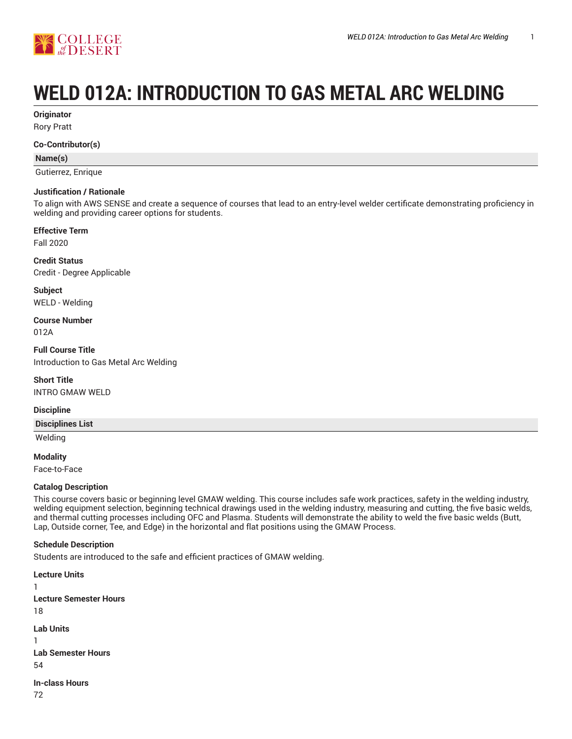# WELD 012A: INTRODUCTION TO GAS METAL ARC WELDING

**Originator**

Rory Pratt

**Co-Contributor(s)**

| Name(s) |
| --- |
| Gutierrez, Enrique |

**Justification / Rationale**

To align with AWS SENSE and create a sequence of courses that lead to an entry-level welder certificate demonstrating proficiency in welding and providing career options for students.

**Effective Term**

Fall 2020

**Credit Status**

Credit - Degree Applicable

**Subject**

WELD - Welding

**Course Number**

012A

**Full Course Title**

Introduction to Gas Metal Arc Welding

**Short Title**

INTRO GMAW WELD

**Discipline**

| Disciplines List |
| --- |
| Welding |

**Modality**

Face-to-Face

**Catalog Description**

This course covers basic or beginning level GMAW welding. This course includes safe work practices, safety in the welding industry, welding equipment selection, beginning technical drawings used in the welding industry, measuring and cutting, the five basic welds, and thermal cutting processes including OFC and Plasma. Students will demonstrate the ability to weld the five basic welds (Butt, Lap, Outside corner, Tee, and Edge) in the horizontal and flat positions using the GMAW Process.

**Schedule Description**

Students are introduced to the safe and efficient practices of GMAW welding.

**Lecture Units**

1

**Lecture Semester Hours**

18

**Lab Units**

1

**Lab Semester Hours**

54

**In-class Hours**

72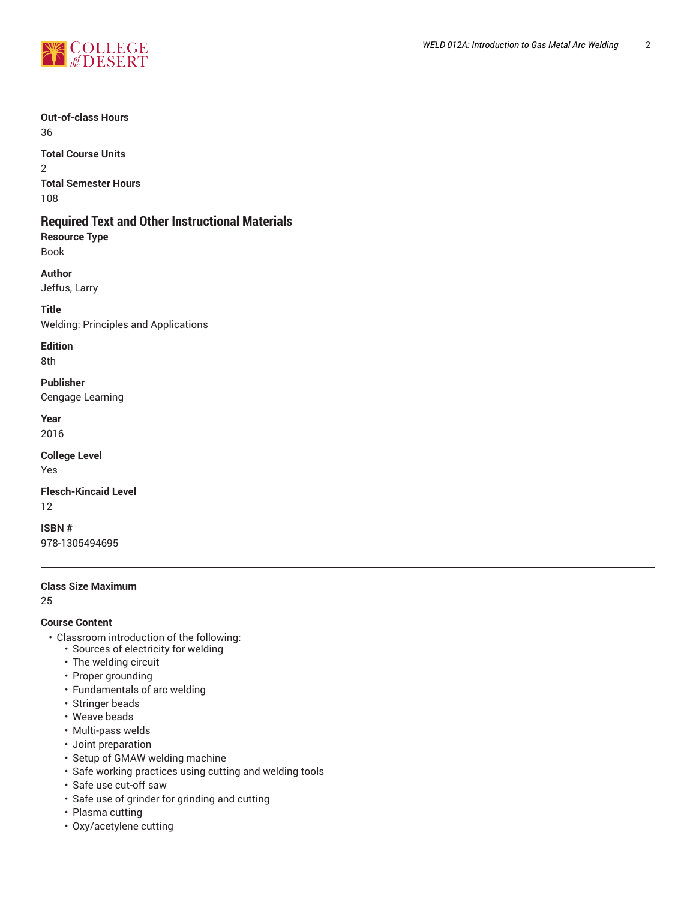**Out-of-class Hours**
36

**Total Course Units**
2

**Total Semester Hours**
108

## Required Text and Other Instructional Materials

**Resource Type**
Book

**Author**
Jeffus, Larry

**Title**
Welding: Principles and Applications

**Edition**
8th

**Publisher**
Cengage Learning

**Year**
2016

**College Level**
Yes

**Flesch-Kincaid Level**
12

**ISBN #**
978-1305494695

---

**Class Size Maximum**
25

**Course Content**

- Classroom introduction of the following:
  - Sources of electricity for welding
  - The welding circuit
  - Proper grounding
  - Fundamentals of arc welding
  - Stringer beads
  - Weave beads
  - Multi-pass welds
  - Joint preparation
  - Setup of GMAW welding machine
  - Safe working practices using cutting and welding tools
  - Safe use cut-off saw
  - Safe use of grinder for grinding and cutting
  - Plasma cutting
  - Oxy/acetylene cutting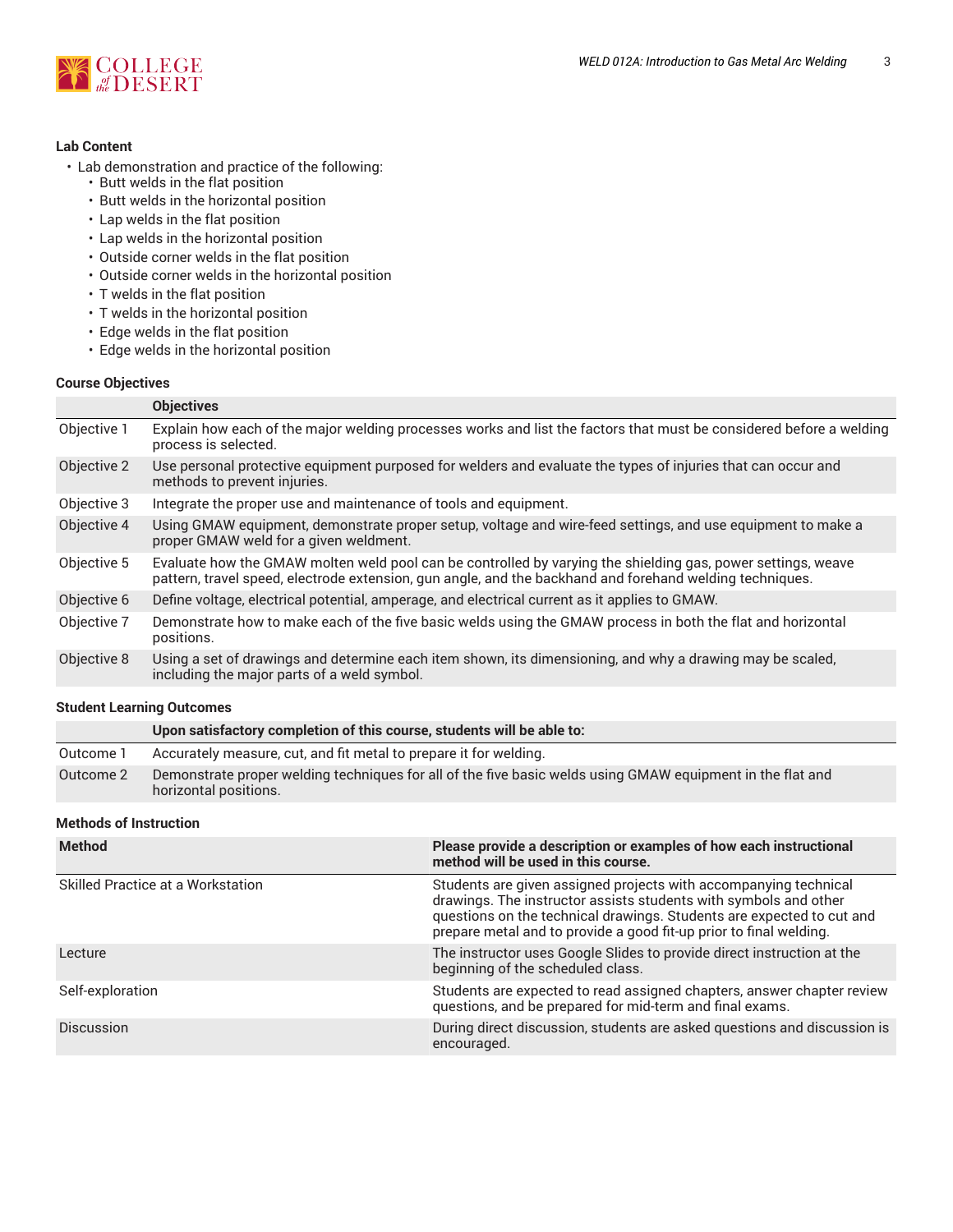### Lab Content

- Lab demonstration and practice of the following:
  - Butt welds in the flat position
  - Butt welds in the horizontal position
  - Lap welds in the flat position
  - Lap welds in the horizontal position
  - Outside corner welds in the flat position
  - Outside corner welds in the horizontal position
  - T welds in the flat position
  - T welds in the horizontal position
  - Edge welds in the flat position
  - Edge welds in the horizontal position

### Course Objectives

| | Objectives |
|---|---|
| Objective 1 | Explain how each of the major welding processes works and list the factors that must be considered before a welding process is selected. |
| Objective 2 | Use personal protective equipment purposed for welders and evaluate the types of injuries that can occur and methods to prevent injuries. |
| Objective 3 | Integrate the proper use and maintenance of tools and equipment. |
| Objective 4 | Using GMAW equipment, demonstrate proper setup, voltage and wire-feed settings, and use equipment to make a proper GMAW weld for a given weldment. |
| Objective 5 | Evaluate how the GMAW molten weld pool can be controlled by varying the shielding gas, power settings, weave pattern, travel speed, electrode extension, gun angle, and the backhand and forehand welding techniques. |
| Objective 6 | Define voltage, electrical potential, amperage, and electrical current as it applies to GMAW. |
| Objective 7 | Demonstrate how to make each of the five basic welds using the GMAW process in both the flat and horizontal positions. |
| Objective 8 | Using a set of drawings and determine each item shown, its dimensioning, and why a drawing may be scaled, including the major parts of a weld symbol. |

### Student Learning Outcomes

| | Upon satisfactory completion of this course, students will be able to: |
|---|---|
| Outcome 1 | Accurately measure, cut, and fit metal to prepare it for welding. |
| Outcome 2 | Demonstrate proper welding techniques for all of the five basic welds using GMAW equipment in the flat and horizontal positions. |

### Methods of Instruction

| Method | Please provide a description or examples of how each instructional method will be used in this course. |
|---|---|
| Skilled Practice at a Workstation | Students are given assigned projects with accompanying technical drawings. The instructor assists students with symbols and other questions on the technical drawings. Students are expected to cut and prepare metal and to provide a good fit-up prior to final welding. |
| Lecture | The instructor uses Google Slides to provide direct instruction at the beginning of the scheduled class. |
| Self-exploration | Students are expected to read assigned chapters, answer chapter review questions, and be prepared for mid-term and final exams. |
| Discussion | During direct discussion, students are asked questions and discussion is encouraged. |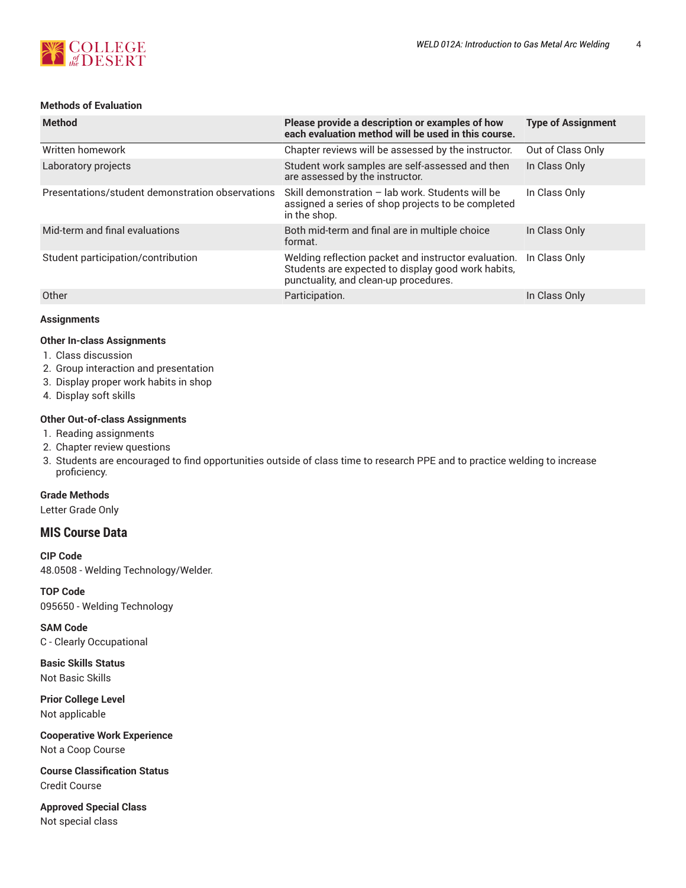### Methods of Evaluation

| Method | Please provide a description or examples of how each evaluation method will be used in this course. | Type of Assignment |
| --- | --- | --- |
| Written homework | Chapter reviews will be assessed by the instructor. | Out of Class Only |
| Laboratory projects | Student work samples are self-assessed and then are assessed by the instructor. | In Class Only |
| Presentations/student demonstration observations | Skill demonstration – lab work. Students will be assigned a series of shop projects to be completed in the shop. | In Class Only |
| Mid-term and final evaluations | Both mid-term and final are in multiple choice format. | In Class Only |
| Student participation/contribution | Welding reflection packet and instructor evaluation. Students are expected to display good work habits, punctuality, and clean-up procedures. | In Class Only |
| Other | Participation. | In Class Only |

### Assignments

**Other In-class Assignments**

1. Class discussion
2. Group interaction and presentation
3. Display proper work habits in shop
4. Display soft skills

**Other Out-of-class Assignments**

1. Reading assignments
2. Chapter review questions
3. Students are encouraged to find opportunities outside of class time to research PPE and to practice welding to increase proficiency.

**Grade Methods**

Letter Grade Only

## MIS Course Data

**CIP Code**

48.0508 - Welding Technology/Welder.

**TOP Code**

095650 - Welding Technology

**SAM Code**

C - Clearly Occupational

**Basic Skills Status**

Not Basic Skills

**Prior College Level**

Not applicable

**Cooperative Work Experience**

Not a Coop Course

**Course Classification Status**

Credit Course

**Approved Special Class**

Not special class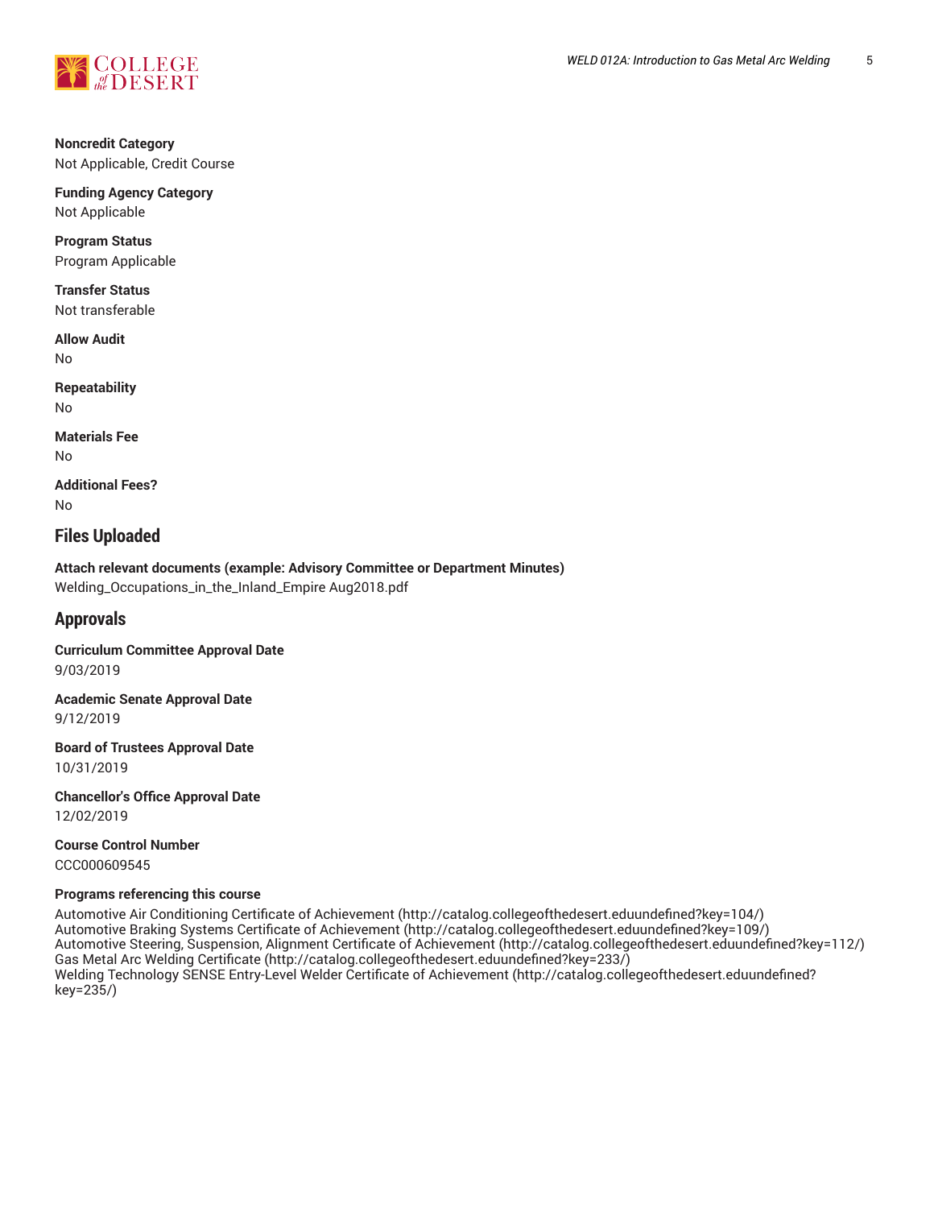**Noncredit Category**
Not Applicable, Credit Course

**Funding Agency Category**
Not Applicable

**Program Status**
Program Applicable

**Transfer Status**
Not transferable

**Allow Audit**
No

**Repeatability**
No

**Materials Fee**
No

**Additional Fees?**
No

## Files Uploaded

**Attach relevant documents (example: Advisory Committee or Department Minutes)**
Welding_Occupations_in_the_Inland_Empire Aug2018.pdf

## Approvals

**Curriculum Committee Approval Date**
9/03/2019

**Academic Senate Approval Date**
9/12/2019

**Board of Trustees Approval Date**
10/31/2019

**Chancellor's Office Approval Date**
12/02/2019

**Course Control Number**
CCC000609545

**Programs referencing this course**
Automotive Air Conditioning Certificate of Achievement (http://catalog.collegeofthedesert.eduundefined?key=104/)
Automotive Braking Systems Certificate of Achievement (http://catalog.collegeofthedesert.eduundefined?key=109/)
Automotive Steering, Suspension, Alignment Certificate of Achievement (http://catalog.collegeofthedesert.eduundefined?key=112/)
Gas Metal Arc Welding Certificate (http://catalog.collegeofthedesert.eduundefined?key=233/)
Welding Technology SENSE Entry-Level Welder Certificate of Achievement (http://catalog.collegeofthedesert.eduundefined?key=235/)